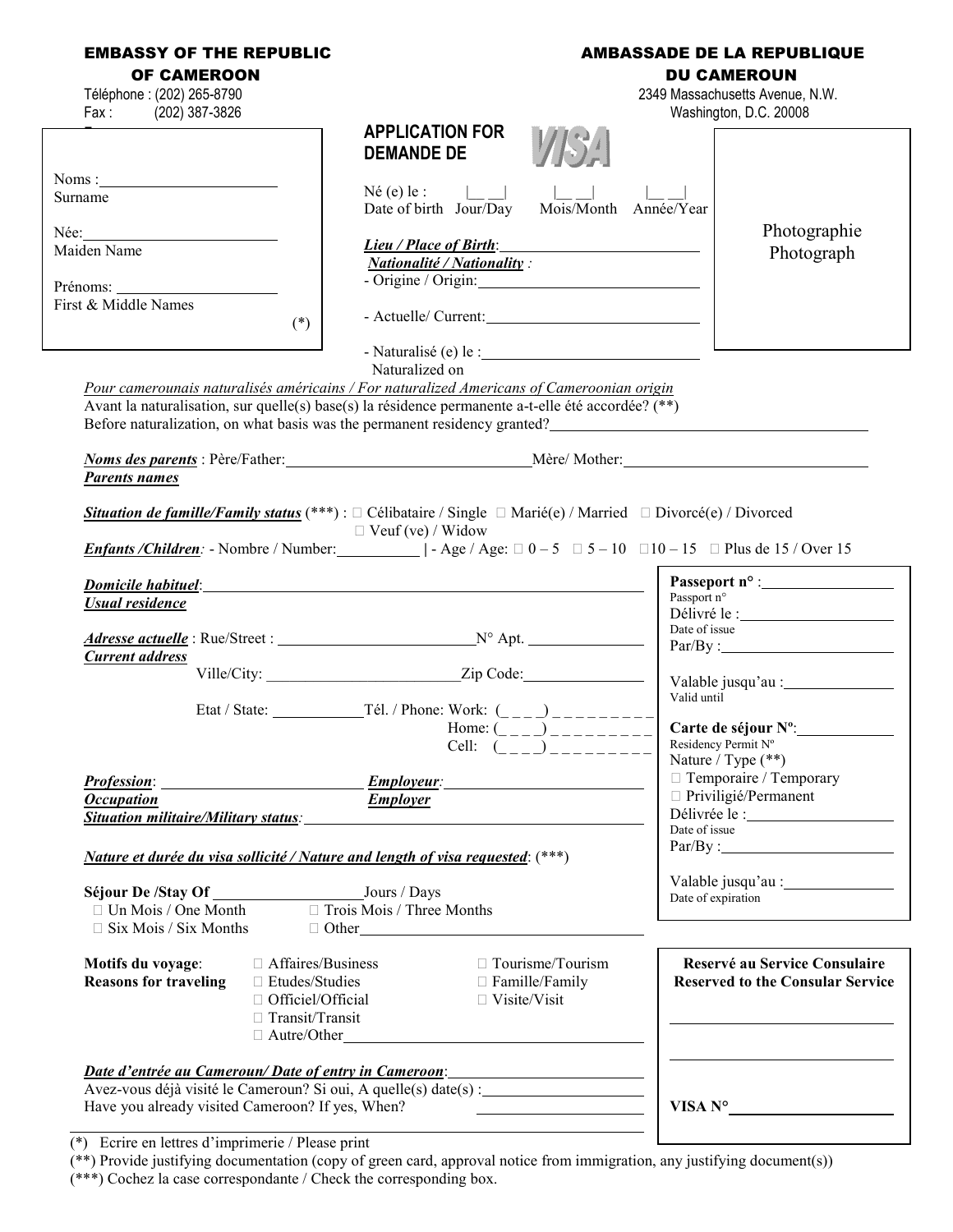**EMBASSY OF THE REPUBLIC OF CAMEROON**
Téléphone : (202) 265-8790
Fax : (202) 387-3826

**AMBASSADE DE LA REPUBLIQUE DU CAMEROUN**
2349 Massachusetts Avenue, N.W.
Washington, D.C. 20008

# APPLICATION FOR VISA
# DEMANDE DE VISA

Noms : ____________________
Surname

Née: ____________________
Maiden Name

Prénoms: ____________________
First & Middle Names (*)

Né (e) le : |__ __| |__ __| |__ __|
Date of birth Jour/Day Mois/Month Année/Year

***Lieu / Place of Birth***: ____________________

***Nationalité / Nationality :***
- Origine / Origin: ____________________
- Actuelle/ Current: ____________________
- Naturalisé (e) le : ____________________
  Naturalized on

Photographie
Photograph

*Pour camerounais naturalisés américains / For naturalized Americans of Cameroonian origin*
Avant la naturalisation, sur quelle(s) base(s) la résidence permanente a-t-elle été accordée? (**)
Before naturalization, on what basis was the permanent residency granted? ____________________

***Noms des parents*** : Père/Father: ____________________ Mère/ Mother: ____________________
***Parents names***

***Situation de famille/Family status*** (***) : ☐ Célibataire / Single ☐ Marié(e) / Married ☐ Divorcé(e) / Divorced ☐ Veuf (ve) / Widow

***Enfants /Children***: - Nombre / Number: ________ | - Age / Age: ☐ 0 – 5 ☐ 5 – 10 ☐10 – 15 ☐ Plus de 15 / Over 15

***Domicile habituel***: ____________________
***Usual residence***

***Adresse actuelle*** : Rue/Street : ____________________ N° Apt. ____________
***Current address***
Ville/City: ____________________ Zip Code: ____________
Etat / State: ____________ Tél. / Phone: Work: (_ _ _ _) _ _ _ _ _ _ _ _ _
Home: (_ _ _ _) _ _ _ _ _ _ _ _ _
Cell: (_ _ _ _) _ _ _ _ _ _ _ _ _

***Profession***: ____________________ ***Employeur***: ____________________
***Occupation*** ***Employer***
***Situation militaire/Military status***: ____________________

***Nature et durée du visa sollicité / Nature and length of visa requested***: (***)

**Séjour De /Stay Of** ____________ Jours / Days
☐ Un Mois / One Month ☐ Trois Mois / Three Months
☐ Six Mois / Six Months ☐ Other ____________________

**Motifs du voyage**: ☐ Affaires/Business ☐ Tourisme/Tourism
**Reasons for traveling** ☐ Etudes/Studies ☐ Famille/Family
☐ Officiel/Official ☐ Visite/Visit
☐ Transit/Transit
☐ Autre/Other ____________________

***Date d'entrée au Cameroun/ Date of entry in Cameroon***: ____________________
Avez-vous déjà visité le Cameroun? Si oui, A quelle(s) date(s) : ____________________
Have you already visited Cameroon? If yes, When? ____________________

**Passeport n°** : ____________________
Passport n°
Délivré le : ____________________
Date of issue
Par/By : ____________________
Valable jusqu'au : ____________________
Valid until

**Carte de séjour Nº**: ____________________
Residency Permit Nº
Nature / Type (**)
☐ Temporaire / Temporary
☐ Priviligié/Permanent
Délivrée le : ____________________
Date of issue
Par/By : ____________________
Valable jusqu'au : ____________________
Date of expiration

**Reservé au Service Consulaire**
**Reserved to the Consular Service**

____________________

____________________

**VISA N°** ____________________

(*) Ecrire en lettres d'imprimerie / Please print
(**) Provide justifying documentation (copy of green card, approval notice from immigration, any justifying document(s))
(***) Cochez la case correspondante / Check the corresponding box.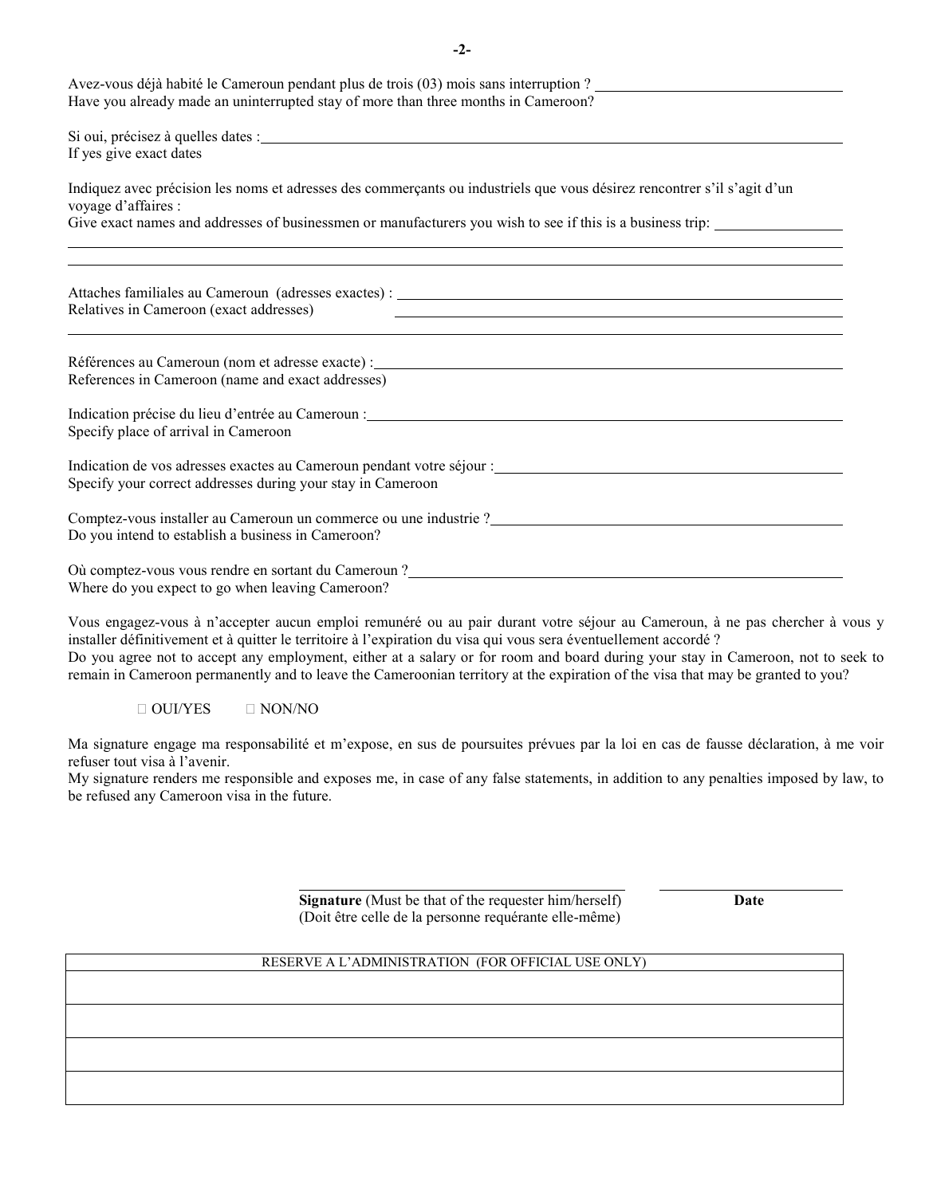Avez-vous déjà habité le Cameroun pendant plus de trois (03) mois sans interruption ? ______________________
Have you already made an uninterrupted stay of more than three months in Cameroon?

Si oui, précisez à quelles dates : ______________________
If yes give exact dates

Indiquez avec précision les noms et adresses des commerçants ou industriels que vous désirez rencontrer s'il s'agit d'un voyage d'affaires :
Give exact names and addresses of businessmen or manufacturers you wish to see if this is a business trip: ______________________

Attaches familiales au Cameroun (adresses exactes) : ______________________
Relatives in Cameroon (exact addresses)

Références au Cameroun (nom et adresse exacte) : ______________________
References in Cameroon (name and exact addresses)

Indication précise du lieu d'entrée au Cameroun : ______________________
Specify place of arrival in Cameroon

Indication de vos adresses exactes au Cameroun pendant votre séjour : ______________________
Specify your correct addresses during your stay in Cameroon

Comptez-vous installer au Cameroun un commerce ou une industrie ? ______________________
Do you intend to establish a business in Cameroon?

Où comptez-vous vous rendre en sortant du Cameroun ? ______________________
Where do you expect to go when leaving Cameroon?

Vous engagez-vous à n'accepter aucun emploi remunéré ou au pair durant votre séjour au Cameroun, à ne pas chercher à vous y installer définitivement et à quitter le territoire à l'expiration du visa qui vous sera éventuellement accordé ?
Do you agree not to accept any employment, either at a salary or for room and board during your stay in Cameroon, not to seek to remain in Cameroon permanently and to leave the Cameroonian territory at the expiration of the visa that may be granted to you?

☐ OUI/YES ☐ NON/NO

Ma signature engage ma responsabilité et m'expose, en sus de poursuites prévues par la loi en cas de fausse déclaration, à me voir refuser tout visa à l'avenir.
My signature renders me responsible and exposes me, in case of any false statements, in addition to any penalties imposed by law, to be refused any Cameroon visa in the future.

______________________ ______________________
**Signature** (Must be that of the requester him/herself) (Doit être celle de la personne requérante elle-même) **Date**

| RESERVE A L'ADMINISTRATION (FOR OFFICIAL USE ONLY) |
| --- |
| |
| |
| |
| |